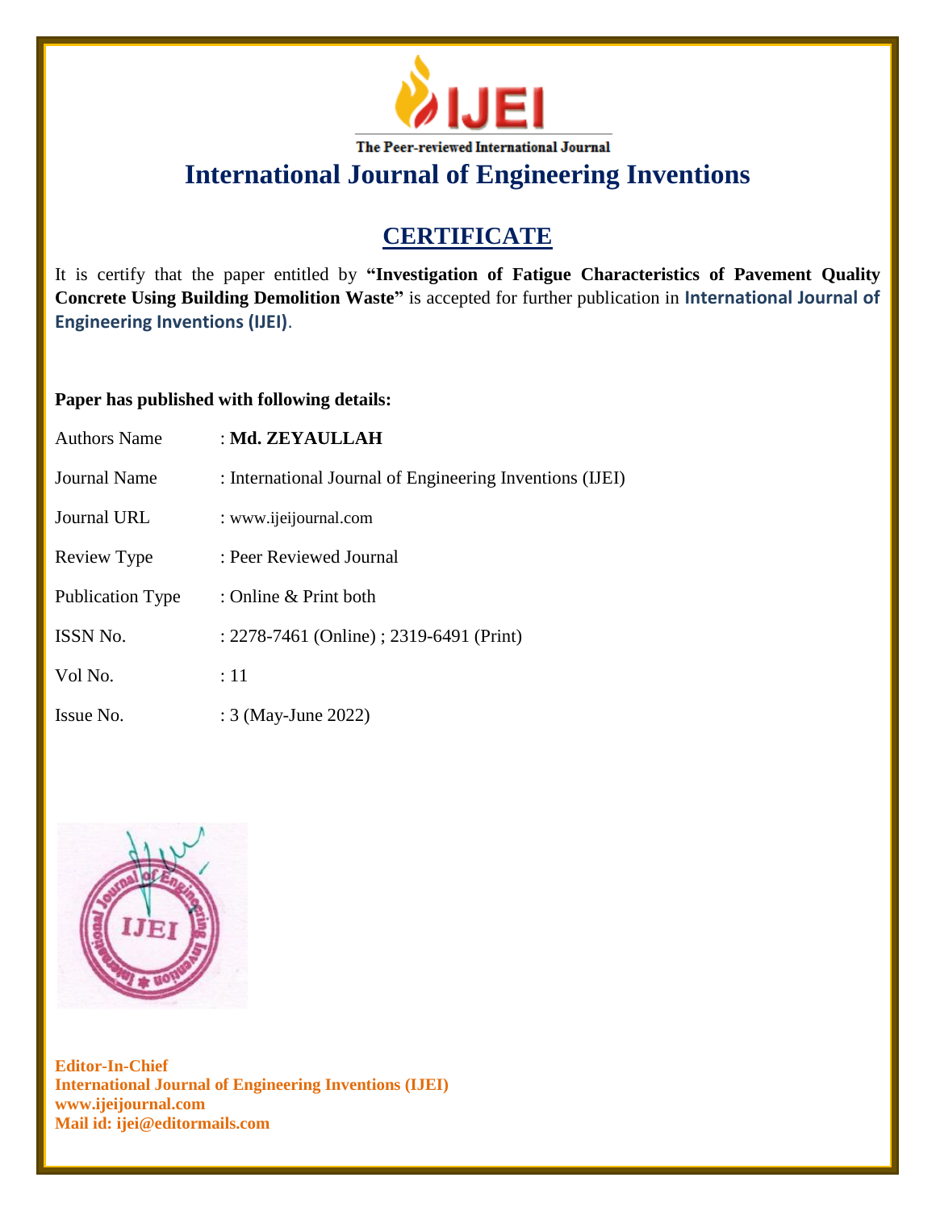The Peer-reviewed International Journal

# International Journal of Engineering Inventions

## CERTIFICATE

It is certify that the paper entitled by **"Investigation of Fatigue Characteristics of Pavement Quality Concrete Using Building Demolition Waste"** is accepted for further publication in **International Journal of Engineering Inventions (IJEI)**.

**Paper has published with following details:**

| | |
|---|---|
| Authors Name | : **Md. ZEYAULLAH** |
| Journal Name | : International Journal of Engineering Inventions (IJEI) |
| Journal URL | : www.ijeijournal.com |
| Review Type | : Peer Reviewed Journal |
| Publication Type | : Online & Print both |
| ISSN No. | : 2278-7461 (Online) ; 2319-6491 (Print) |
| Vol No. | : 11 |
| Issue No. | : 3 (May-June 2022) |

**Editor-In-Chief**
**International Journal of Engineering Inventions (IJEI)**
**www.ijeijournal.com**
**Mail id: ijei@editormails.com**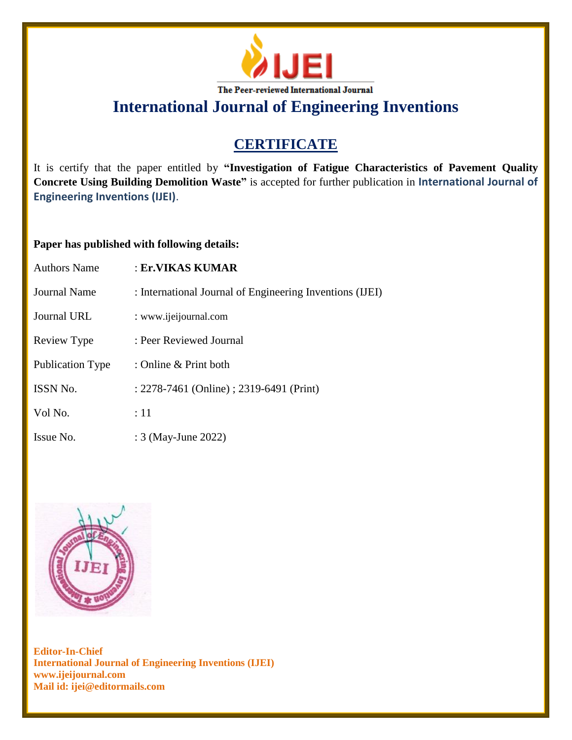The Peer-reviewed International Journal

# International Journal of Engineering Inventions

## CERTIFICATE

It is certify that the paper entitled by **"Investigation of Fatigue Characteristics of Pavement Quality Concrete Using Building Demolition Waste"** is accepted for further publication in **International Journal of Engineering Inventions (IJEI)**.

**Paper has published with following details:**

| | |
|---|---|
| Authors Name | : **Er.VIKAS KUMAR** |
| Journal Name | : International Journal of Engineering Inventions (IJEI) |
| Journal URL | : www.ijeijournal.com |
| Review Type | : Peer Reviewed Journal |
| Publication Type | : Online & Print both |
| ISSN No. | : 2278-7461 (Online) ; 2319-6491 (Print) |
| Vol No. | : 11 |
| Issue No. | : 3 (May-June 2022) |

**Editor-In-Chief**
**International Journal of Engineering Inventions (IJEI)**
**www.ijeijournal.com**
**Mail id: ijei@editormails.com**